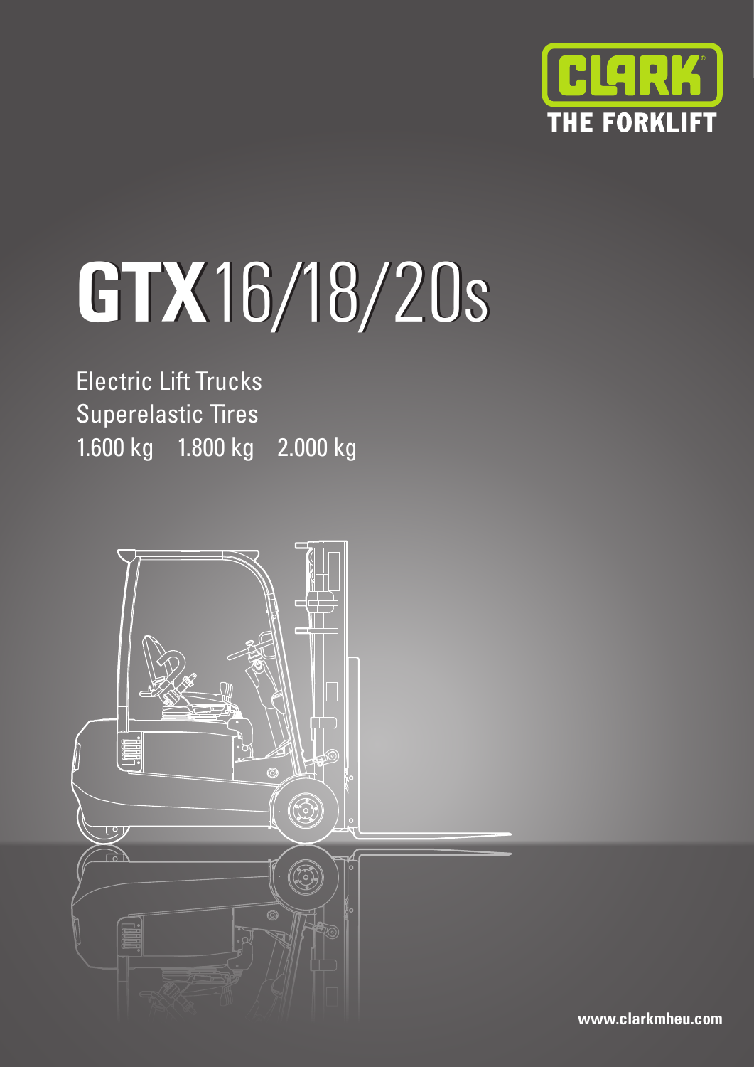CLARK

THE FORKLIFT

# GTX 16/18/20s

Electric Lift Trucks

Superelastic Tires

1.600 kg    1.800 kg    2.000 kg

www.clarkmheu.com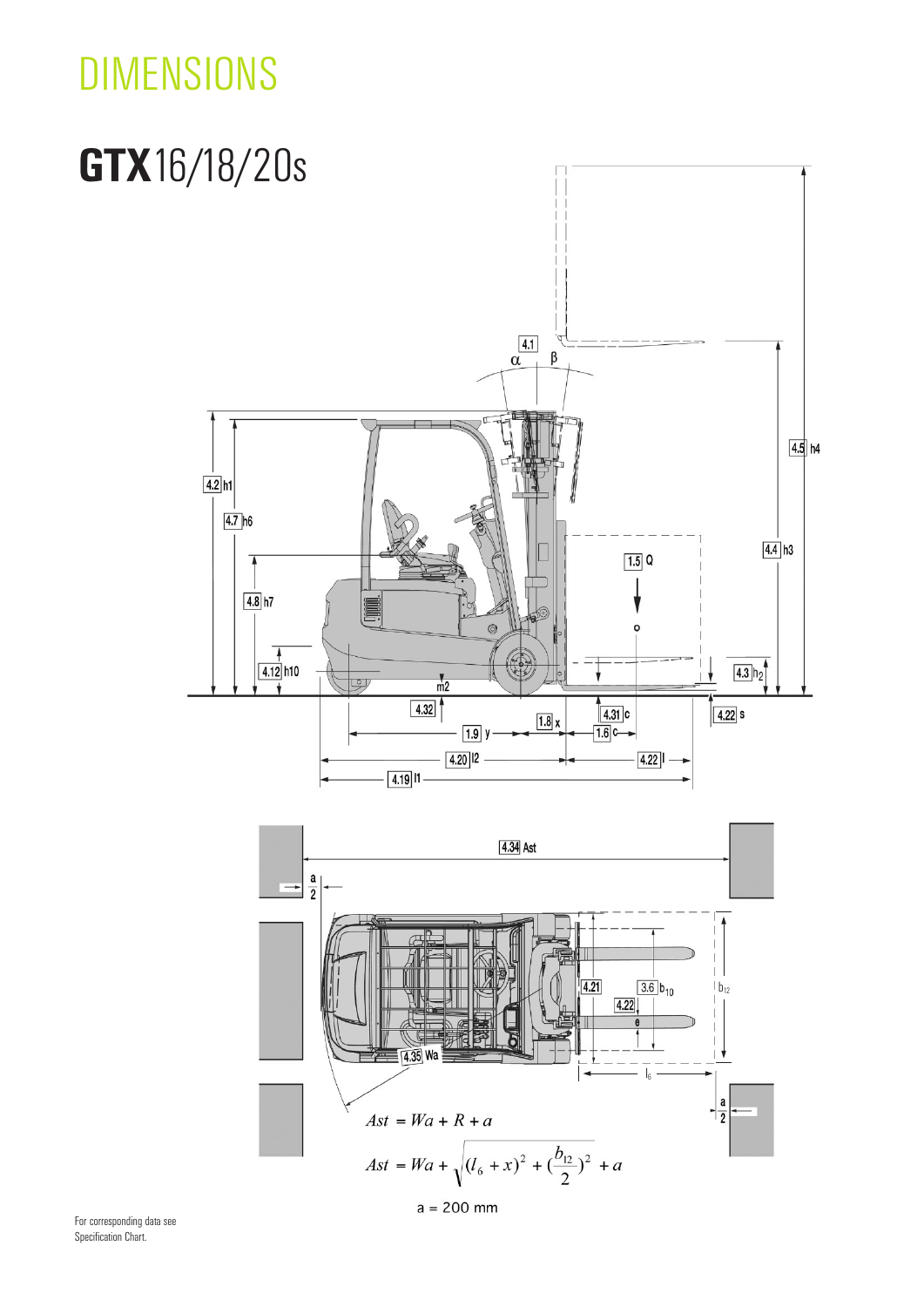# DIMENSIONS

## GTX16/18/20s

$$Ast = Wa + R + a$$

$$Ast = Wa + \sqrt{(l_6 + x)^2 + (\frac{b_{12}}{2})^2} + a$$

a = 200 mm

For corresponding data see Specification Chart.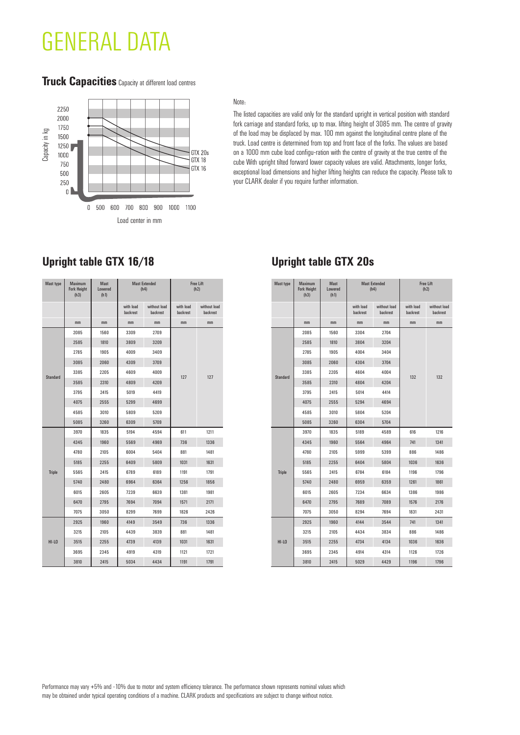# GENERAL DATA

## Truck Capacities Capacity at different load centres

Capacity in kg

2250
2000
1750
1500
1250
1000
750
500
250
0

0 500 600 700 800 900 1000 1100

Load center in mm

GTX 20s
GTX 18
GTX 16

Note:

The listed capacities are valid only for the standard upright in vertical position with standard fork carriage and standard forks, up to max. lifting height of 3085 mm. The centre of gravity of the load may be displaced by max. 100 mm against the longitudinal centre plane of the truck. Load centre is determined from top and front face of the forks. The values are based on a 1000 mm cube load configu-ration with the centre of gravity at the true centre of the cube With upright tilted forward lower capacity values are valid. Attachments, longer forks, exceptional load dimensions and higher lifting heights can reduce the capacity. Please talk to your CLARK dealer if you require further information.

## Upright table GTX 16/18

| Mast type | Maximum Fork Height (h3) | Mast Lowered (h1) | Mast Extended (h4) | | Free Lift (h2) | |
|---|---|---|---|---|---|---|
| | | | with load backrest | without load backrest | with load backrest | without load backrest |
| | mm | mm | mm | mm | mm | mm |
| Standard | 2085 | 1560 | 3309 | 2709 | 127 | 127 |
| | 2585 | 1810 | 3809 | 3209 | | |
| | 2785 | 1905 | 4009 | 3409 | | |
| | 3085 | 2060 | 4309 | 3709 | | |
| | 3385 | 2205 | 4609 | 4009 | | |
| | 3585 | 2310 | 4809 | 4209 | | |
| | 3795 | 2415 | 5019 | 4419 | | |
| | 4075 | 2555 | 5299 | 4699 | | |
| | 4585 | 3010 | 5809 | 5209 | | |
| | 5085 | 3260 | 6309 | 5709 | | |
| Triple | 3970 | 1835 | 5194 | 4594 | 611 | 1211 |
| | 4345 | 1960 | 5569 | 4969 | 736 | 1336 |
| | 4780 | 2105 | 6004 | 5404 | 881 | 1481 |
| | 5185 | 2255 | 6409 | 5809 | 1031 | 1631 |
| | 5565 | 2415 | 6789 | 6189 | 1191 | 1791 |
| | 5740 | 2480 | 6964 | 6364 | 1256 | 1856 |
| | 6015 | 2605 | 7239 | 6639 | 1381 | 1981 |
| | 6470 | 2795 | 7694 | 7094 | 1571 | 2171 |
| | 7075 | 3050 | 8299 | 7699 | 1826 | 2426 |
| HI-LO | 2925 | 1960 | 4149 | 3549 | 736 | 1336 |
| | 3215 | 2105 | 4439 | 3839 | 881 | 1481 |
| | 3515 | 2255 | 4739 | 4139 | 1031 | 1631 |
| | 3695 | 2345 | 4919 | 4319 | 1121 | 1721 |
| | 3810 | 2415 | 5034 | 4434 | 1191 | 1791 |

## Upright table GTX 20s

| Mast type | Maximum Fork Height (h3) | Mast Lowered (h1) | Mast Extended (h4) | | Free Lift (h2) | |
|---|---|---|---|---|---|---|
| | | | with load backrest | without load backrest | with load backrest | without load backrest |
| | mm | mm | mm | mm | mm | mm |
| Standard | 2085 | 1560 | 3304 | 2704 | 132 | 132 |
| | 2585 | 1810 | 3804 | 3204 | | |
| | 2785 | 1905 | 4004 | 3404 | | |
| | 3085 | 2060 | 4304 | 3704 | | |
| | 3385 | 2205 | 4604 | 4004 | | |
| | 3585 | 2310 | 4804 | 4204 | | |
| | 3795 | 2415 | 5014 | 4414 | | |
| | 4075 | 2555 | 5294 | 4694 | | |
| | 4585 | 3010 | 5804 | 5204 | | |
| | 5085 | 3260 | 6304 | 5704 | | |
| Triple | 3970 | 1835 | 5189 | 4589 | 616 | 1216 |
| | 4345 | 1960 | 5564 | 4964 | 741 | 1341 |
| | 4780 | 2105 | 5999 | 5399 | 886 | 1486 |
| | 5185 | 2255 | 6404 | 5804 | 1036 | 1636 |
| | 5565 | 2415 | 6784 | 6184 | 1196 | 1796 |
| | 5740 | 2480 | 6959 | 6359 | 1261 | 1861 |
| | 6015 | 2605 | 7234 | 6634 | 1386 | 1986 |
| | 6470 | 2795 | 7689 | 7089 | 1576 | 2176 |
| | 7075 | 3050 | 8294 | 7694 | 1831 | 2431 |
| HI-LO | 2925 | 1960 | 4144 | 3544 | 741 | 1341 |
| | 3215 | 2105 | 4434 | 3834 | 886 | 1486 |
| | 3515 | 2255 | 4734 | 4134 | 1036 | 1636 |
| | 3695 | 2345 | 4914 | 4314 | 1126 | 1726 |
| | 3810 | 2415 | 5029 | 4429 | 1196 | 1796 |

Performance may vary +5% and -10% due to motor and system efficiency tolerance. The performance shown represents nominal values which may be obtained under typical operating conditions of a machine. CLARK products and specifications are subject to change without notice.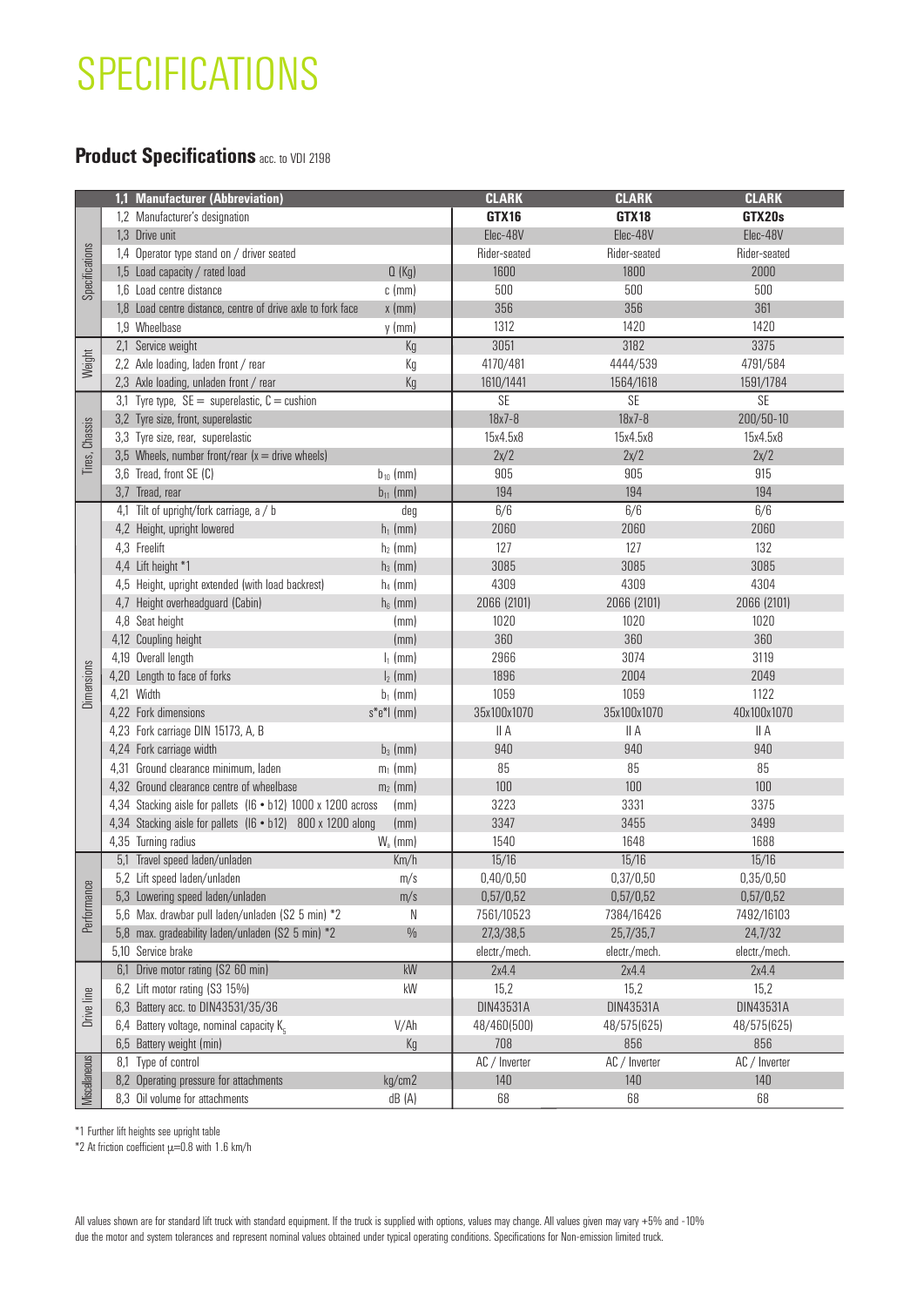# SPECIFICATIONS

## **Product Specifications** acc. to VDI 2198

| | | | | | |
|---|---|---|---|---|---|
| | 1,1 Manufacturer (Abbreviation) | | CLARK | CLARK | CLARK |
| Specifications | 1,2 Manufacturer's designation | | GTX16 | GTX18 | GTX20s |
| | 1,3 Drive unit | | Elec-48V | Elec-48V | Elec-48V |
| | 1,4 Operator type stand on / driver seated | | Rider-seated | Rider-seated | Rider-seated |
| | 1,5 Load capacity / rated load | Q (Kg) | 1600 | 1800 | 2000 |
| | 1,6 Load centre distance | c (mm) | 500 | 500 | 500 |
| | 1,8 Load centre distance, centre of drive axle to fork face | x (mm) | 356 | 356 | 361 |
| | 1,9 Wheelbase | y (mm) | 1312 | 1420 | 1420 |
| Weight | 2,1 Service weight | Kg | 3051 | 3182 | 3375 |
| | 2,2 Axle loading, laden front / rear | Kg | 4170/481 | 4444/539 | 4791/584 |
| | 2,3 Axle loading, unladen front / rear | Kg | 1610/1441 | 1564/1618 | 1591/1784 |
| Tires, Chassis | 3,1 Tyre type, SE = superelastic, C = cushion | | SE | SE | SE |
| | 3,2 Tyre size, front, superelastic | | 18x7-8 | 18x7-8 | 200/50-10 |
| | 3,3 Tyre size, rear, superelastic | | 15x4.5x8 | 15x4.5x8 | 15x4.5x8 |
| | 3,5 Wheels, number front/rear (x = drive wheels) | | 2x/2 | 2x/2 | 2x/2 |
| | 3,6 Tread, front SE (C) | $b_{10}$ (mm) | 905 | 905 | 915 |
| | 3,7 Tread, rear | $b_{11}$ (mm) | 194 | 194 | 194 |
| Dimensions | 4,1 Tilt of upright/fork carriage, a / b | deg | 6/6 | 6/6 | 6/6 |
| | 4,2 Height, upright lowered | $h_1$ (mm) | 2060 | 2060 | 2060 |
| | 4,3 Freelift | $h_2$ (mm) | 127 | 127 | 132 |
| | 4,4 Lift height *1 | $h_3$ (mm) | 3085 | 3085 | 3085 |
| | 4,5 Height, upright extended (with load backrest) | $h_4$ (mm) | 4309 | 4309 | 4304 |
| | 4,7 Height overheadguard (Cabin) | $h_6$ (mm) | 2066 (2101) | 2066 (2101) | 2066 (2101) |
| | 4,8 Seat height | (mm) | 1020 | 1020 | 1020 |
| | 4,12 Coupling height | (mm) | 360 | 360 | 360 |
| | 4,19 Overall length | $l_1$ (mm) | 2966 | 3074 | 3119 |
| | 4,20 Length to face of forks | $l_2$ (mm) | 1896 | 2004 | 2049 |
| | 4,21 Width | $b_1$ (mm) | 1059 | 1059 | 1122 |
| | 4,22 Fork dimensions | s*e*l (mm) | 35x100x1070 | 35x100x1070 | 40x100x1070 |
| | 4,23 Fork carriage DIN 15173, A, B | | II A | II A | II A |
| | 4,24 Fork carriage width | $b_3$ (mm) | 940 | 940 | 940 |
| | 4,31 Ground clearance minimum, laden | $m_1$ (mm) | 85 | 85 | 85 |
| | 4,32 Ground clearance centre of wheelbase | $m_2$ (mm) | 100 | 100 | 100 |
| | 4,34 Stacking aisle for pallets (l6 • b12) 1000 x 1200 across | (mm) | 3223 | 3331 | 3375 |
| | 4,34 Stacking aisle for pallets (l6 • b12) 800 x 1200 along | (mm) | 3347 | 3455 | 3499 |
| | 4,35 Turning radius | $W_a$ (mm) | 1540 | 1648 | 1688 |
| Performance | 5,1 Travel speed laden/unladen | Km/h | 15/16 | 15/16 | 15/16 |
| | 5,2 Lift speed laden/unladen | m/s | 0,40/0,50 | 0,37/0,50 | 0,35/0,50 |
| | 5,3 Lowering speed laden/unladen | m/s | 0,57/0,52 | 0,57/0,52 | 0,57/0,52 |
| | 5,6 Max. drawbar pull laden/unladen (S2 5 min) *2 | N | 7561/10523 | 7384/16426 | 7492/16103 |
| | 5,8 max. gradeability laden/unladen (S2 5 min) *2 | % | 27,3/38,5 | 25,7/35,7 | 24,7/32 |
| | 5,10 Service brake | | electr./mech. | electr./mech. | electr./mech. |
| Drive line | 6,1 Drive motor rating (S2 60 min) | kW | 2x4.4 | 2x4.4 | 2x4.4 |
| | 6,2 Lift motor rating (S3 15%) | kW | 15,2 | 15,2 | 15,2 |
| | 6,3 Battery acc. to DIN43531/35/36 | | DIN43531A | DIN43531A | DIN43531A |
| | 6,4 Battery voltage, nominal capacity $K_5$ | V/Ah | 48/460(500) | 48/575(625) | 48/575(625) |
| | 6,5 Battery weight (min) | Kg | 708 | 856 | 856 |
| Miscellaneous | 8,1 Type of control | | AC / Inverter | AC / Inverter | AC / Inverter |
| | 8,2 Operating pressure for attachments | kg/cm2 | 140 | 140 | 140 |
| | 8,3 Oil volume for attachments | dB (A) | 68 | 68 | 68 |

*1 Further lift heights see upright table

*2 At friction coefficient $\mu$=0.8 with 1.6 km/h

All values shown are for standard lift truck with standard equipment. If the truck is supplied with options, values may change. All values given may vary +5% and -10% due the motor and system tolerances and represent nominal values obtained under typical operating conditions. Specifications for Non-emission limited truck.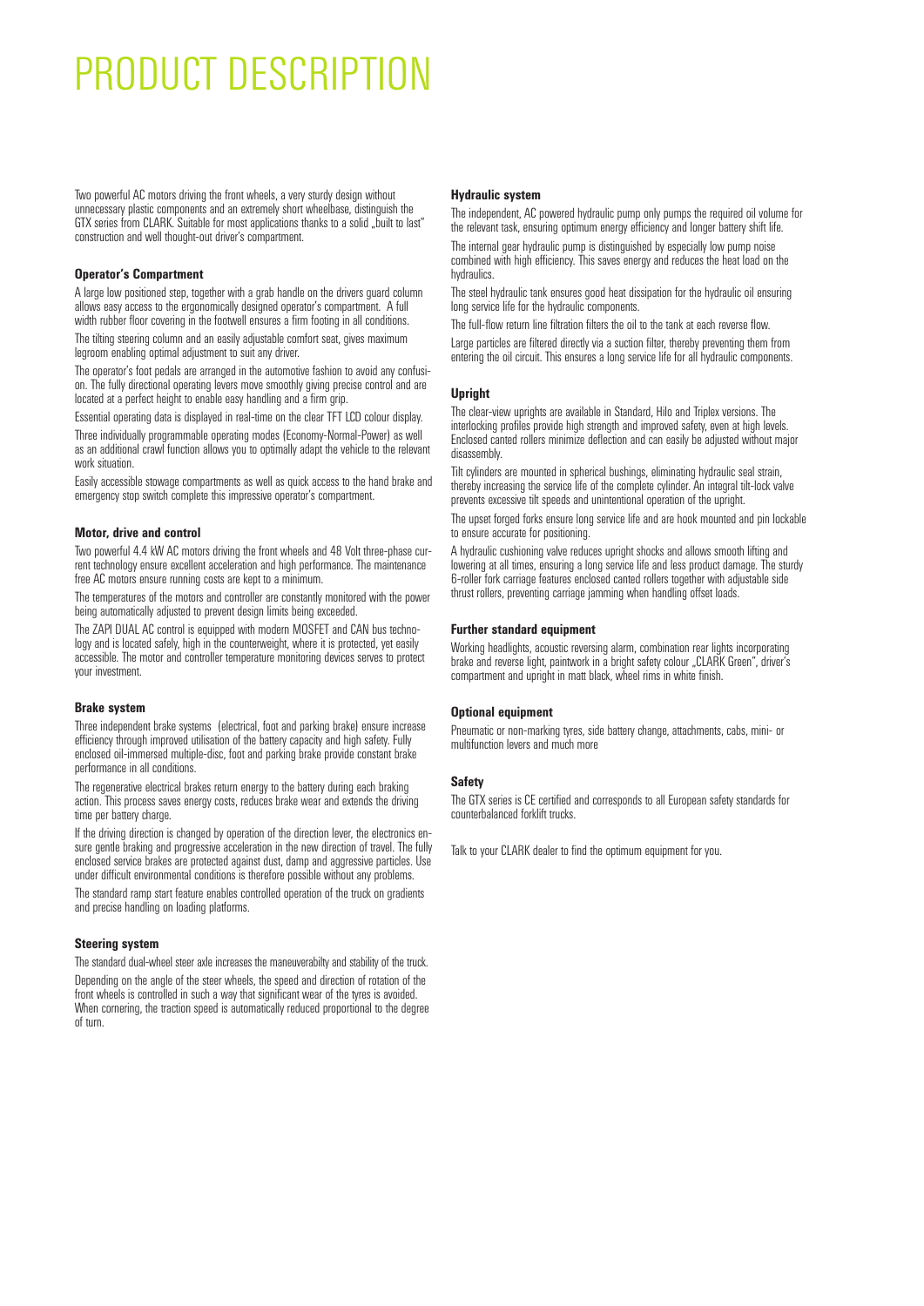# PRODUCT DESCRIPTION

Two powerful AC motors driving the front wheels, a very sturdy design without unnecessary plastic components and an extremely short wheelbase, distinguish the GTX series from CLARK. Suitable for most applications thanks to a solid „built to last" construction and well thought-out driver's compartment.

**Operator's Compartment**

A large low positioned step, together with a grab handle on the drivers guard column allows easy access to the ergonomically designed operator's compartment. A full width rubber floor covering in the footwell ensures a firm footing in all conditions.

The tilting steering column and an easily adjustable comfort seat, gives maximum legroom enabling optimal adjustment to suit any driver.

The operator's foot pedals are arranged in the automotive fashion to avoid any confusion. The fully directional operating levers move smoothly giving precise control and are located at a perfect height to enable easy handling and a firm grip.

Essential operating data is displayed in real-time on the clear TFT LCD colour display.

Three individually programmable operating modes (Economy-Normal-Power) as well as an additional crawl function allows you to optimally adapt the vehicle to the relevant work situation.

Easily accessible stowage compartments as well as quick access to the hand brake and emergency stop switch complete this impressive operator's compartment.

**Motor, drive and control**

Two powerful 4.4 kW AC motors driving the front wheels and 48 Volt three-phase current technology ensure excellent acceleration and high performance. The maintenance free AC motors ensure running costs are kept to a minimum.

The temperatures of the motors and controller are constantly monitored with the power being automatically adjusted to prevent design limits being exceeded.

The ZAPI DUAL AC control is equipped with modern MOSFET and CAN bus technology and is located safely, high in the counterweight, where it is protected, yet easily accessible. The motor and controller temperature monitoring devices serves to protect your investment.

**Brake system**

Three independent brake systems (electrical, foot and parking brake) ensure increase efficiency through improved utilisation of the battery capacity and high safety. Fully enclosed oil-immersed multiple-disc, foot and parking brake provide constant brake performance in all conditions.

The regenerative electrical brakes return energy to the battery during each braking action. This process saves energy costs, reduces brake wear and extends the driving time per battery charge.

If the driving direction is changed by operation of the direction lever, the electronics ensure gentle braking and progressive acceleration in the new direction of travel. The fully enclosed service brakes are protected against dust, damp and aggressive particles. Use under difficult environmental conditions is therefore possible without any problems.

The standard ramp start feature enables controlled operation of the truck on gradients and precise handling on loading platforms.

**Steering system**

The standard dual-wheel steer axle increases the maneuverabilty and stability of the truck.

Depending on the angle of the steer wheels, the speed and direction of rotation of the front wheels is controlled in such a way that significant wear of the tyres is avoided. When cornering, the traction speed is automatically reduced proportional to the degree of turn.

**Hydraulic system**

The independent, AC powered hydraulic pump only pumps the required oil volume for the relevant task, ensuring optimum energy efficiency and longer battery shift life.

The internal gear hydraulic pump is distinguished by especially low pump noise combined with high efficiency. This saves energy and reduces the heat load on the hydraulics.

The steel hydraulic tank ensures good heat dissipation for the hydraulic oil ensuring long service life for the hydraulic components.

The full-flow return line filtration filters the oil to the tank at each reverse flow.

Large particles are filtered directly via a suction filter, thereby preventing them from entering the oil circuit. This ensures a long service life for all hydraulic components.

**Upright**

The clear-view uprights are available in Standard, Hilo and Triplex versions. The interlocking profiles provide high strength and improved safety, even at high levels. Enclosed canted rollers minimize deflection and can easily be adjusted without major disassembly.

Tilt cylinders are mounted in spherical bushings, eliminating hydraulic seal strain, thereby increasing the service life of the complete cylinder. An integral tilt-lock valve prevents excessive tilt speeds and unintentional operation of the upright.

The upset forged forks ensure long service life and are hook mounted and pin lockable to ensure accurate for positioning.

A hydraulic cushioning valve reduces upright shocks and allows smooth lifting and lowering at all times, ensuring a long service life and less product damage. The sturdy 6-roller fork carriage features enclosed canted rollers together with adjustable side thrust rollers, preventing carriage jamming when handling offset loads.

**Further standard equipment**

Working headlights, acoustic reversing alarm, combination rear lights incorporating brake and reverse light, paintwork in a bright safety colour „CLARK Green", driver's compartment and upright in matt black, wheel rims in white finish.

**Optional equipment**

Pneumatic or non-marking tyres, side battery change, attachments, cabs, mini- or multifunction levers and much more

**Safety**

The GTX series is CE certified and corresponds to all European safety standards for counterbalanced forklift trucks.

Talk to your CLARK dealer to find the optimum equipment for you.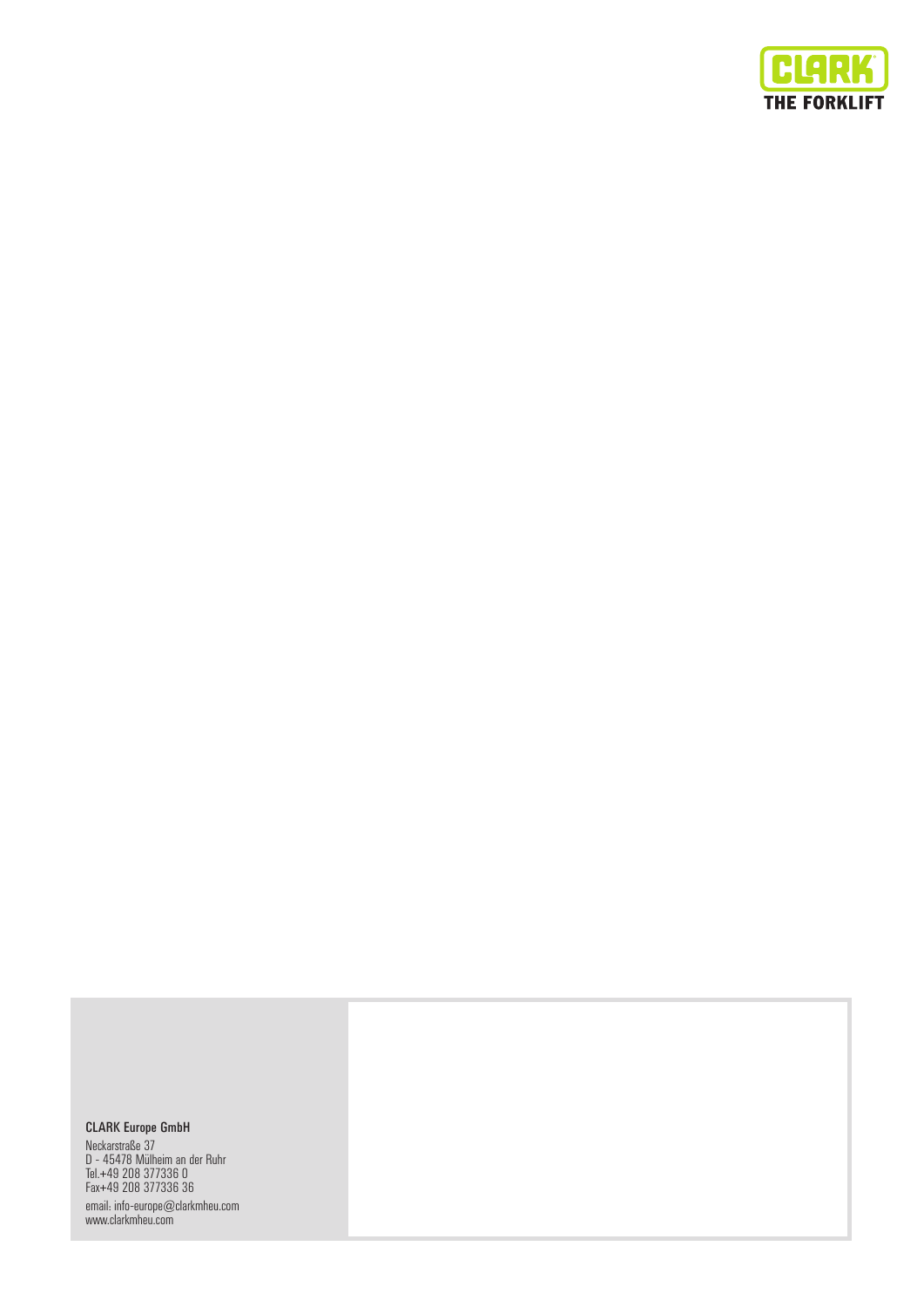CLARK
THE FORKLIFT

CLARK Europe GmbH

Neckarstraße 37
D - 45478 Mülheim an der Ruhr
Tel.+49 208 377336 0
Fax+49 208 377336 36

email: info-europe@clarkmheu.com
www.clarkmheu.com